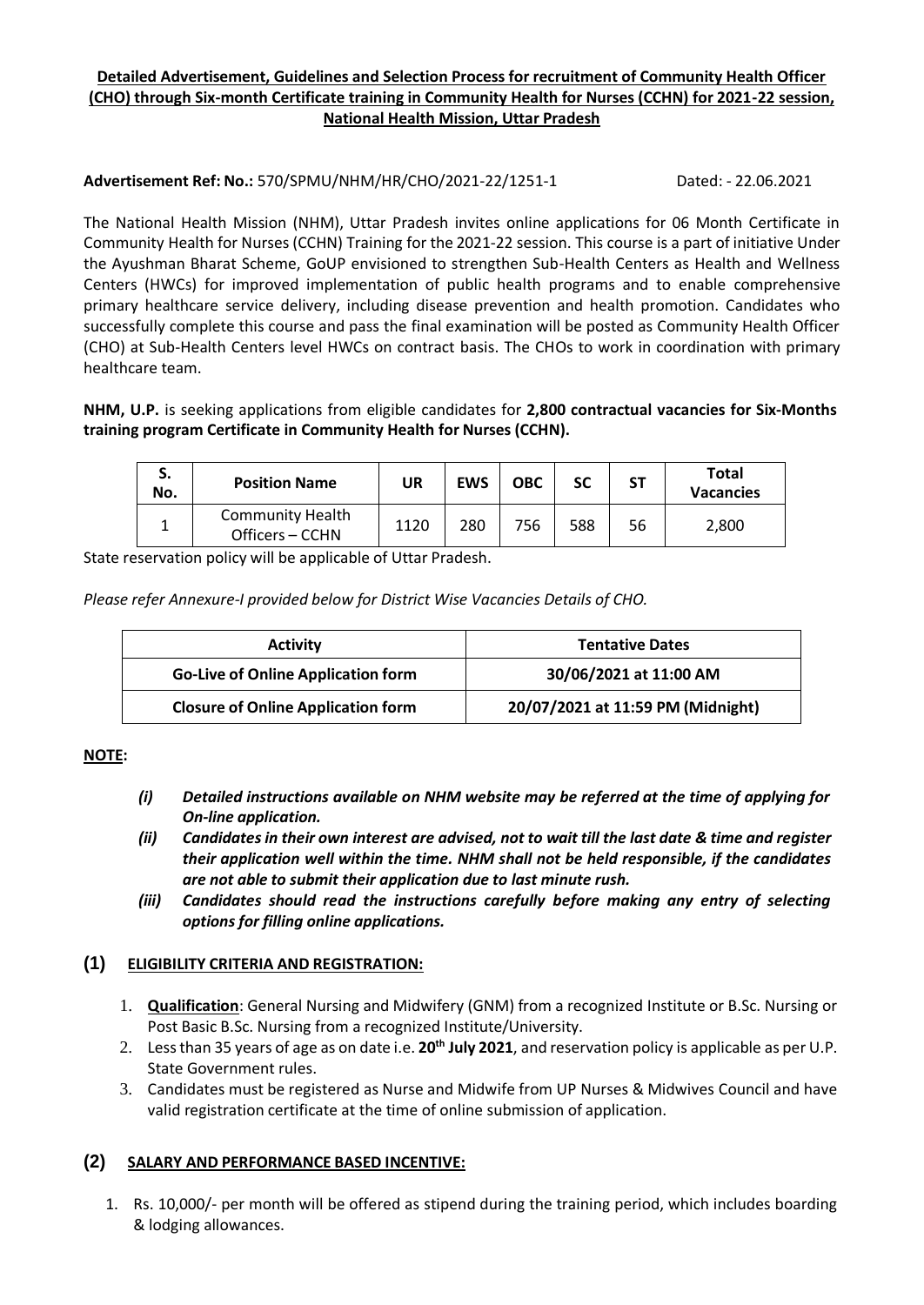**Detailed Advertisement, Guidelines and Selection Process for recruitment of Community Health Officer (CHO) through Six-month Certificate training in Community Health for Nurses (CCHN) for 2021-22 session, National Health Mission, Uttar Pradesh**

**Advertisement Ref: No.:** 570/SPMU/NHM/HR/CHO/2021-22/1251-1 Dated: - 22.06.2021

The National Health Mission (NHM), Uttar Pradesh invites online applications for 06 Month Certificate in Community Health for Nurses (CCHN) Training for the 2021-22 session. This course is a part of initiative Under the Ayushman Bharat Scheme, GoUP envisioned to strengthen Sub-Health Centers as Health and Wellness Centers (HWCs) for improved implementation of public health programs and to enable comprehensive primary healthcare service delivery, including disease prevention and health promotion. Candidates who successfully complete this course and pass the final examination will be posted as Community Health Officer (CHO) at Sub-Health Centers level HWCs on contract basis. The CHOs to work in coordination with primary healthcare team.

**NHM, U.P.** is seeking applications from eligible candidates for **2,800 contractual vacancies for Six-Months training program Certificate in Community Health for Nurses (CCHN).**

| S. No. | Position Name | UR | EWS | OBC | SC | ST | Total Vacancies |
|---|---|---|---|---|---|---|---|
| 1 | Community Health Officers – CCHN | 1120 | 280 | 756 | 588 | 56 | 2,800 |

State reservation policy will be applicable of Uttar Pradesh.

*Please refer Annexure-I provided below for District Wise Vacancies Details of CHO.*

| Activity | Tentative Dates |
|---|---|
| **Go-Live of Online Application form** | **30/06/2021 at 11:00 AM** |
| **Closure of Online Application form** | **20/07/2021 at 11:59 PM (Midnight)** |

**NOTE:**

- ***(i) Detailed instructions available on NHM website may be referred at the time of applying for On-line application.***
- ***(ii) Candidates in their own interest are advised, not to wait till the last date & time and register their application well within the time. NHM shall not be held responsible, if the candidates are not able to submit their application due to last minute rush.***
- ***(iii) Candidates should read the instructions carefully before making any entry of selecting options for filling online applications.***

## (1) ELIGIBILITY CRITERIA AND REGISTRATION:

1. **Qualification**: General Nursing and Midwifery (GNM) from a recognized Institute or B.Sc. Nursing or Post Basic B.Sc. Nursing from a recognized Institute/University.
2. Less than 35 years of age as on date i.e. **20th July 2021**, and reservation policy is applicable as per U.P. State Government rules.
3. Candidates must be registered as Nurse and Midwife from UP Nurses & Midwives Council and have valid registration certificate at the time of online submission of application.

## (2) SALARY AND PERFORMANCE BASED INCENTIVE:

1. Rs. 10,000/- per month will be offered as stipend during the training period, which includes boarding & lodging allowances.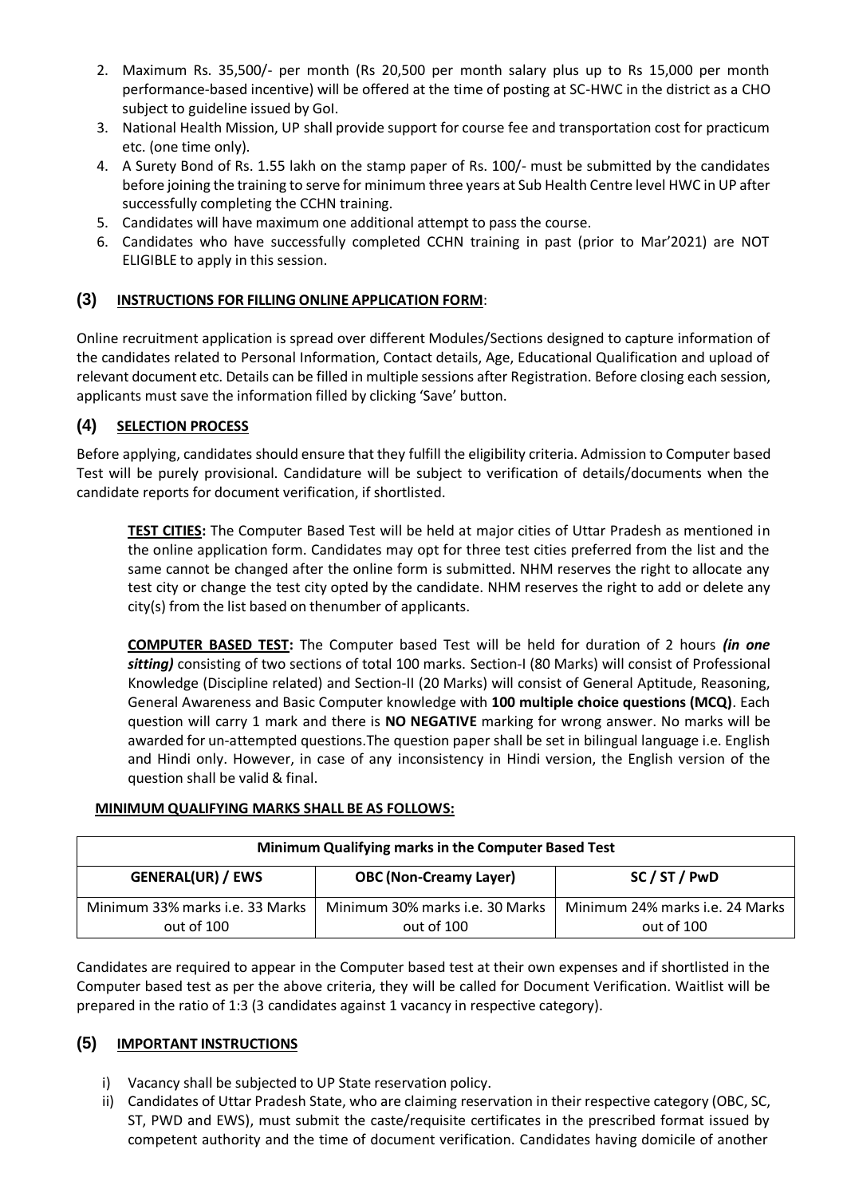2. Maximum Rs. 35,500/- per month (Rs 20,500 per month salary plus up to Rs 15,000 per month performance-based incentive) will be offered at the time of posting at SC-HWC in the district as a CHO subject to guideline issued by GoI.
3. National Health Mission, UP shall provide support for course fee and transportation cost for practicum etc. (one time only).
4. A Surety Bond of Rs. 1.55 lakh on the stamp paper of Rs. 100/- must be submitted by the candidates before joining the training to serve for minimum three years at Sub Health Centre level HWC in UP after successfully completing the CCHN training.
5. Candidates will have maximum one additional attempt to pass the course.
6. Candidates who have successfully completed CCHN training in past (prior to Mar'2021) are NOT ELIGIBLE to apply in this session.

## (3) INSTRUCTIONS FOR FILLING ONLINE APPLICATION FORM:

Online recruitment application is spread over different Modules/Sections designed to capture information of the candidates related to Personal Information, Contact details, Age, Educational Qualification and upload of relevant document etc. Details can be filled in multiple sessions after Registration. Before closing each session, applicants must save the information filled by clicking 'Save' button.

## (4) SELECTION PROCESS

Before applying, candidates should ensure that they fulfill the eligibility criteria. Admission to Computer based Test will be purely provisional. Candidature will be subject to verification of details/documents when the candidate reports for document verification, if shortlisted.

**TEST CITIES:** The Computer Based Test will be held at major cities of Uttar Pradesh as mentioned in the online application form. Candidates may opt for three test cities preferred from the list and the same cannot be changed after the online form is submitted. NHM reserves the right to allocate any test city or change the test city opted by the candidate. NHM reserves the right to add or delete any city(s) from the list based on thenumber of applicants.

**COMPUTER BASED TEST:** The Computer based Test will be held for duration of 2 hours ***(in one sitting)*** consisting of two sections of total 100 marks. Section-I (80 Marks) will consist of Professional Knowledge (Discipline related) and Section-II (20 Marks) will consist of General Aptitude, Reasoning, General Awareness and Basic Computer knowledge with **100 multiple choice questions (MCQ)**. Each question will carry 1 mark and there is **NO NEGATIVE** marking for wrong answer. No marks will be awarded for un-attempted questions.The question paper shall be set in bilingual language i.e. English and Hindi only. However, in case of any inconsistency in Hindi version, the English version of the question shall be valid & final.

**MINIMUM QUALIFYING MARKS SHALL BE AS FOLLOWS:**

| Minimum Qualifying marks in the Computer Based Test | | |
|---|---|---|
| **GENERAL(UR) / EWS** | **OBC (Non-Creamy Layer)** | **SC / ST / PwD** |
| Minimum 33% marks i.e. 33 Marks out of 100 | Minimum 30% marks i.e. 30 Marks out of 100 | Minimum 24% marks i.e. 24 Marks out of 100 |

Candidates are required to appear in the Computer based test at their own expenses and if shortlisted in the Computer based test as per the above criteria, they will be called for Document Verification. Waitlist will be prepared in the ratio of 1:3 (3 candidates against 1 vacancy in respective category).

## (5) IMPORTANT INSTRUCTIONS

i) Vacancy shall be subjected to UP State reservation policy.
ii) Candidates of Uttar Pradesh State, who are claiming reservation in their respective category (OBC, SC, ST, PWD and EWS), must submit the caste/requisite certificates in the prescribed format issued by competent authority and the time of document verification. Candidates having domicile of another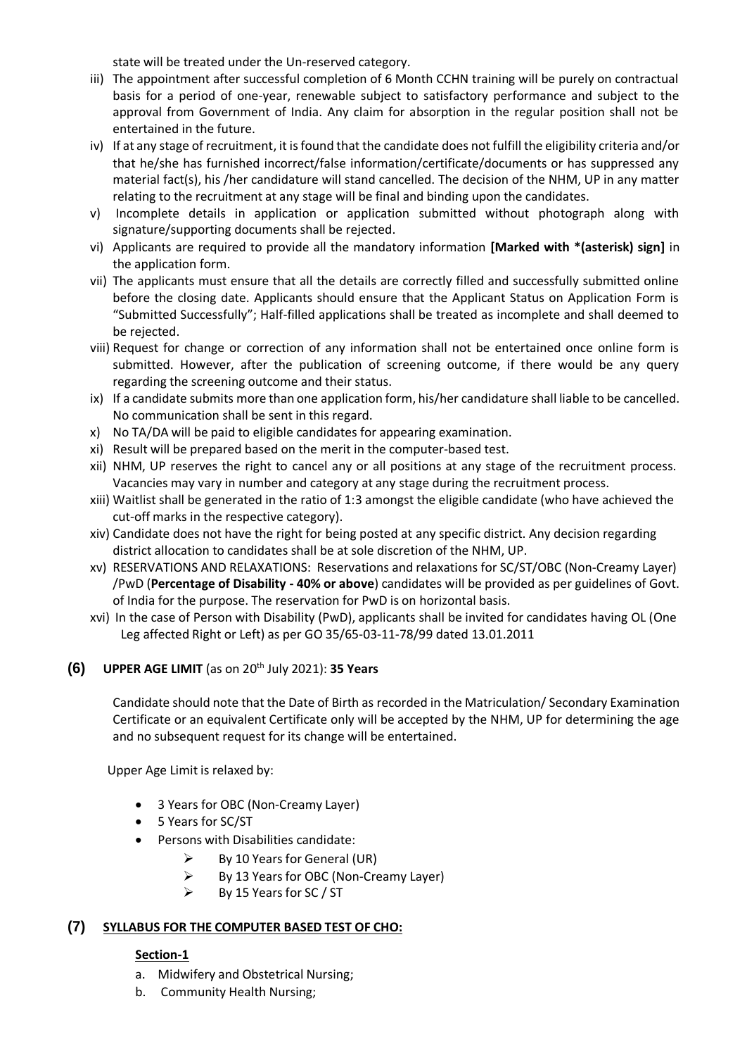state will be treated under the Un-reserved category.

iii) The appointment after successful completion of 6 Month CCHN training will be purely on contractual basis for a period of one-year, renewable subject to satisfactory performance and subject to the approval from Government of India. Any claim for absorption in the regular position shall not be entertained in the future.

iv) If at any stage of recruitment, it is found that the candidate does not fulfill the eligibility criteria and/or that he/she has furnished incorrect/false information/certificate/documents or has suppressed any material fact(s), his /her candidature will stand cancelled. The decision of the NHM, UP in any matter relating to the recruitment at any stage will be final and binding upon the candidates.

v) Incomplete details in application or application submitted without photograph along with signature/supporting documents shall be rejected.

vi) Applicants are required to provide all the mandatory information **[Marked with *(asterisk) sign]** in the application form.

vii) The applicants must ensure that all the details are correctly filled and successfully submitted online before the closing date. Applicants should ensure that the Applicant Status on Application Form is "Submitted Successfully"; Half-filled applications shall be treated as incomplete and shall deemed to be rejected.

viii) Request for change or correction of any information shall not be entertained once online form is submitted. However, after the publication of screening outcome, if there would be any query regarding the screening outcome and their status.

ix) If a candidate submits more than one application form, his/her candidature shall liable to be cancelled. No communication shall be sent in this regard.

x) No TA/DA will be paid to eligible candidates for appearing examination.

xi) Result will be prepared based on the merit in the computer-based test.

xii) NHM, UP reserves the right to cancel any or all positions at any stage of the recruitment process. Vacancies may vary in number and category at any stage during the recruitment process.

xiii) Waitlist shall be generated in the ratio of 1:3 amongst the eligible candidate (who have achieved the cut-off marks in the respective category).

xiv) Candidate does not have the right for being posted at any specific district. Any decision regarding district allocation to candidates shall be at sole discretion of the NHM, UP.

xv) RESERVATIONS AND RELAXATIONS: Reservations and relaxations for SC/ST/OBC (Non-Creamy Layer) /PwD (**Percentage of Disability - 40% or above**) candidates will be provided as per guidelines of Govt. of India for the purpose. The reservation for PwD is on horizontal basis.

xvi) In the case of Person with Disability (PwD), applicants shall be invited for candidates having OL (One Leg affected Right or Left) as per GO 35/65-03-11-78/99 dated 13.01.2011

## (6) UPPER AGE LIMIT (as on 20th July 2021): 35 Years

Candidate should note that the Date of Birth as recorded in the Matriculation/ Secondary Examination Certificate or an equivalent Certificate only will be accepted by the NHM, UP for determining the age and no subsequent request for its change will be entertained.

Upper Age Limit is relaxed by:

- 3 Years for OBC (Non-Creamy Layer)
- 5 Years for SC/ST
- Persons with Disabilities candidate:
  - By 10 Years for General (UR)
  - By 13 Years for OBC (Non-Creamy Layer)
  - By 15 Years for SC / ST

## (7) SYLLABUS FOR THE COMPUTER BASED TEST OF CHO:

### Section-1

a. Midwifery and Obstetrical Nursing;
b. Community Health Nursing;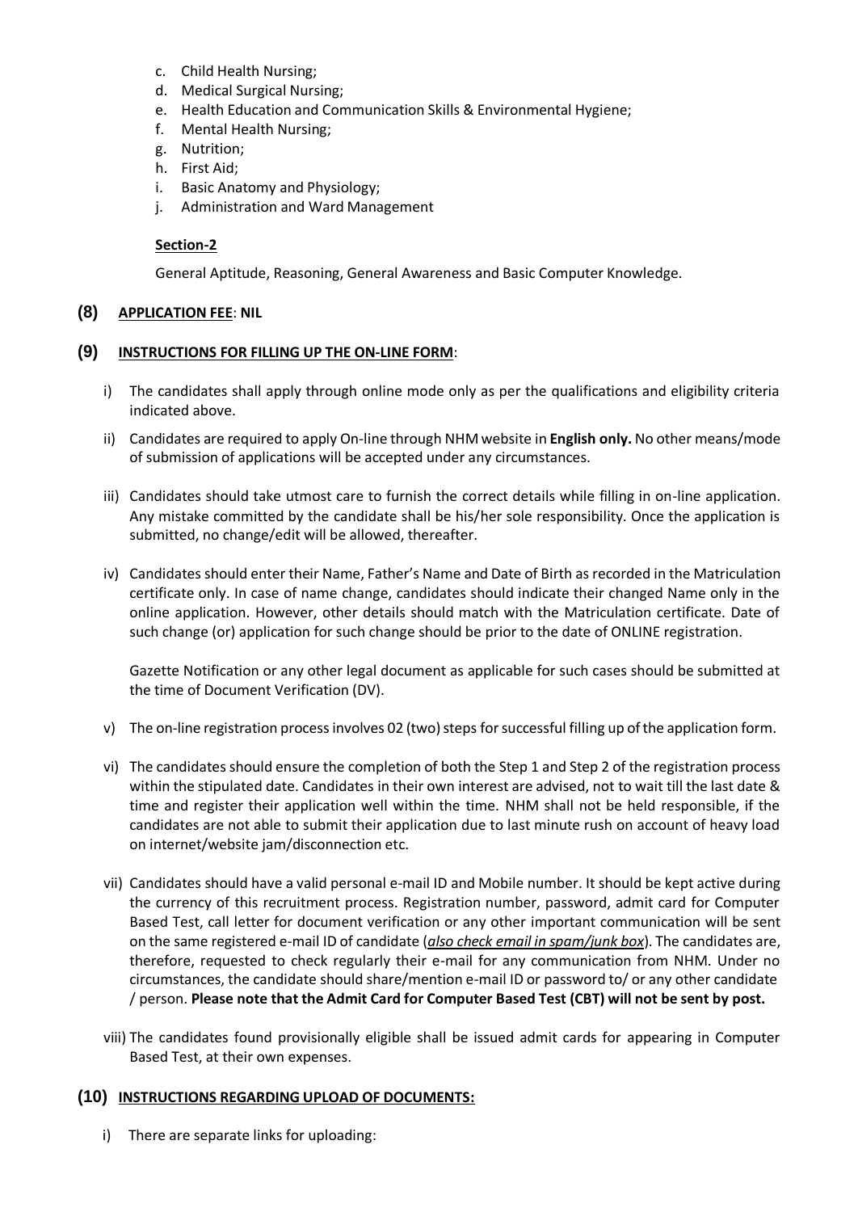c. Child Health Nursing;
d. Medical Surgical Nursing;
e. Health Education and Communication Skills & Environmental Hygiene;
f. Mental Health Nursing;
g. Nutrition;
h. First Aid;
i. Basic Anatomy and Physiology;
j. Administration and Ward Management

**Section-2**

General Aptitude, Reasoning, General Awareness and Basic Computer Knowledge.

## (8) APPLICATION FEE: NIL

## (9) INSTRUCTIONS FOR FILLING UP THE ON-LINE FORM:

i) The candidates shall apply through online mode only as per the qualifications and eligibility criteria indicated above.

ii) Candidates are required to apply On-line through NHM website in **English only.** No other means/mode of submission of applications will be accepted under any circumstances.

iii) Candidates should take utmost care to furnish the correct details while filling in on-line application. Any mistake committed by the candidate shall be his/her sole responsibility. Once the application is submitted, no change/edit will be allowed, thereafter.

iv) Candidates should enter their Name, Father's Name and Date of Birth as recorded in the Matriculation certificate only. In case of name change, candidates should indicate their changed Name only in the online application. However, other details should match with the Matriculation certificate. Date of such change (or) application for such change should be prior to the date of ONLINE registration.

Gazette Notification or any other legal document as applicable for such cases should be submitted at the time of Document Verification (DV).

v) The on-line registration process involves 02 (two) steps for successful filling up of the application form.

vi) The candidates should ensure the completion of both the Step 1 and Step 2 of the registration process within the stipulated date. Candidates in their own interest are advised, not to wait till the last date & time and register their application well within the time. NHM shall not be held responsible, if the candidates are not able to submit their application due to last minute rush on account of heavy load on internet/website jam/disconnection etc.

vii) Candidates should have a valid personal e-mail ID and Mobile number. It should be kept active during the currency of this recruitment process. Registration number, password, admit card for Computer Based Test, call letter for document verification or any other important communication will be sent on the same registered e-mail ID of candidate (*also check email in spam/junk box*). The candidates are, therefore, requested to check regularly their e-mail for any communication from NHM. Under no circumstances, the candidate should share/mention e-mail ID or password to/ or any other candidate / person. **Please note that the Admit Card for Computer Based Test (CBT) will not be sent by post.**

viii) The candidates found provisionally eligible shall be issued admit cards for appearing in Computer Based Test, at their own expenses.

## (10) INSTRUCTIONS REGARDING UPLOAD OF DOCUMENTS:

i) There are separate links for uploading: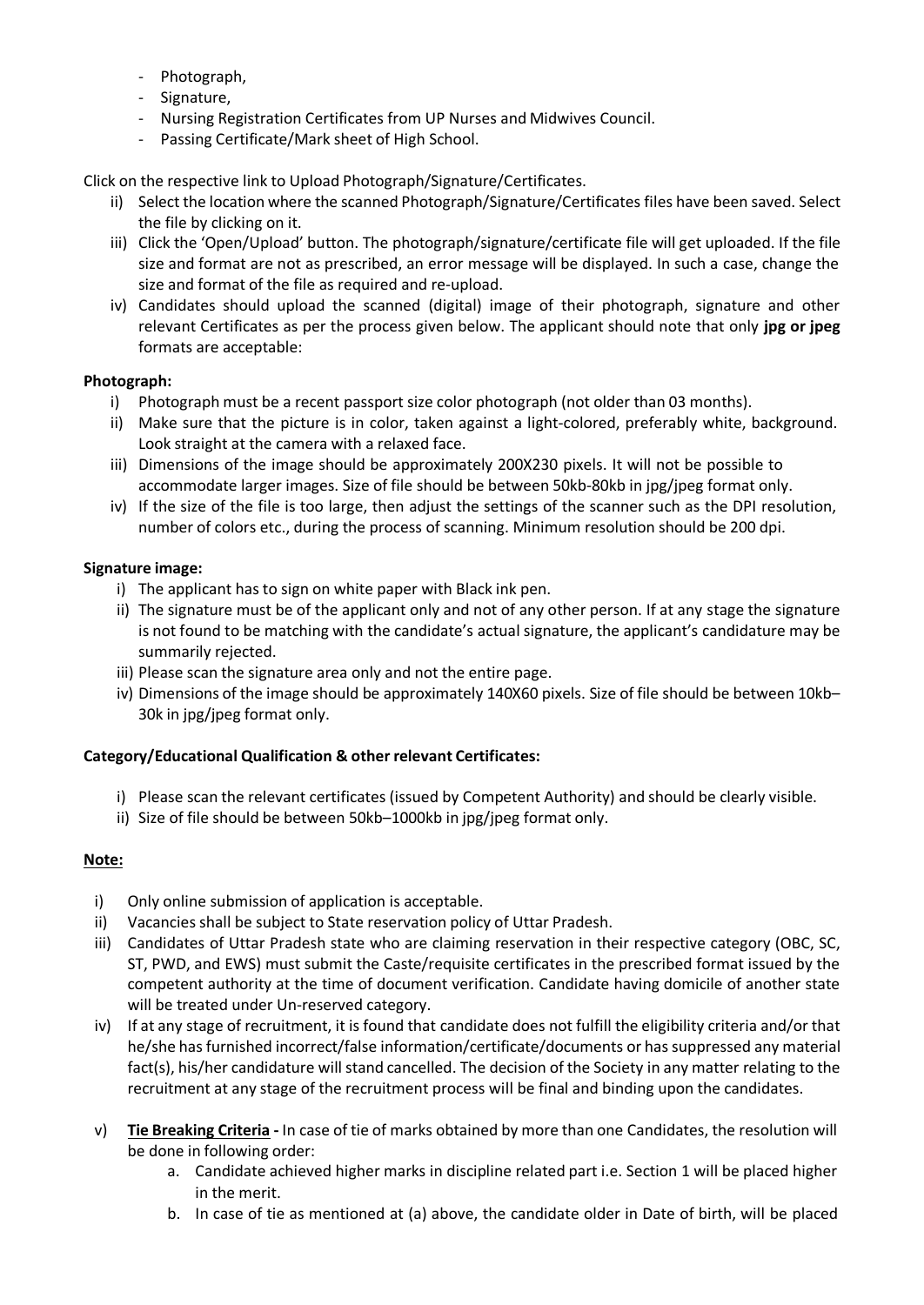- Photograph,
- Signature,
- Nursing Registration Certificates from UP Nurses and Midwives Council.
- Passing Certificate/Mark sheet of High School.

Click on the respective link to Upload Photograph/Signature/Certificates.

ii) Select the location where the scanned Photograph/Signature/Certificates files have been saved. Select the file by clicking on it.

iii) Click the 'Open/Upload' button. The photograph/signature/certificate file will get uploaded. If the file size and format are not as prescribed, an error message will be displayed. In such a case, change the size and format of the file as required and re-upload.

iv) Candidates should upload the scanned (digital) image of their photograph, signature and other relevant Certificates as per the process given below. The applicant should note that only **jpg or jpeg** formats are acceptable:

**Photograph:**

i) Photograph must be a recent passport size color photograph (not older than 03 months).

ii) Make sure that the picture is in color, taken against a light-colored, preferably white, background. Look straight at the camera with a relaxed face.

iii) Dimensions of the image should be approximately 200X230 pixels. It will not be possible to accommodate larger images. Size of file should be between 50kb-80kb in jpg/jpeg format only.

iv) If the size of the file is too large, then adjust the settings of the scanner such as the DPI resolution, number of colors etc., during the process of scanning. Minimum resolution should be 200 dpi.

**Signature image:**

i) The applicant has to sign on white paper with Black ink pen.

ii) The signature must be of the applicant only and not of any other person. If at any stage the signature is not found to be matching with the candidate's actual signature, the applicant's candidature may be summarily rejected.

iii) Please scan the signature area only and not the entire page.

iv) Dimensions of the image should be approximately 140X60 pixels. Size of file should be between 10kb–30k in jpg/jpeg format only.

**Category/Educational Qualification & other relevant Certificates:**

i) Please scan the relevant certificates (issued by Competent Authority) and should be clearly visible.

ii) Size of file should be between 50kb–1000kb in jpg/jpeg format only.

**Note:**

i) Only online submission of application is acceptable.

ii) Vacancies shall be subject to State reservation policy of Uttar Pradesh.

iii) Candidates of Uttar Pradesh state who are claiming reservation in their respective category (OBC, SC, ST, PWD, and EWS) must submit the Caste/requisite certificates in the prescribed format issued by the competent authority at the time of document verification. Candidate having domicile of another state will be treated under Un-reserved category.

iv) If at any stage of recruitment, it is found that candidate does not fulfill the eligibility criteria and/or that he/she has furnished incorrect/false information/certificate/documents or has suppressed any material fact(s), his/her candidature will stand cancelled. The decision of the Society in any matter relating to the recruitment at any stage of the recruitment process will be final and binding upon the candidates.

v) **Tie Breaking Criteria -** In case of tie of marks obtained by more than one Candidates, the resolution will be done in following order:

  a. Candidate achieved higher marks in discipline related part i.e. Section 1 will be placed higher in the merit.

  b. In case of tie as mentioned at (a) above, the candidate older in Date of birth, will be placed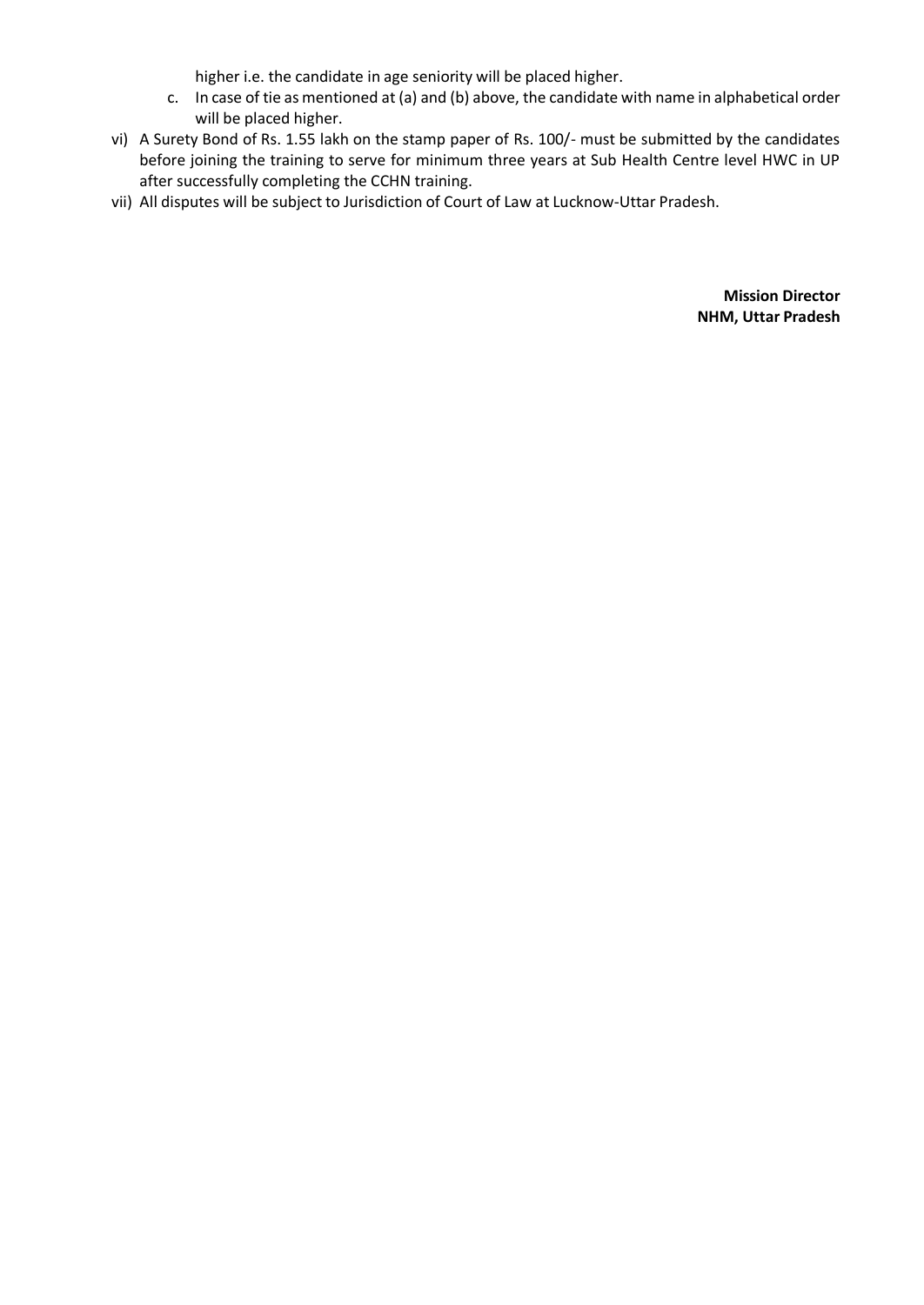higher i.e. the candidate in age seniority will be placed higher.

c. In case of tie as mentioned at (a) and (b) above, the candidate with name in alphabetical order will be placed higher.

vi) A Surety Bond of Rs. 1.55 lakh on the stamp paper of Rs. 100/- must be submitted by the candidates before joining the training to serve for minimum three years at Sub Health Centre level HWC in UP after successfully completing the CCHN training.

vii) All disputes will be subject to Jurisdiction of Court of Law at Lucknow-Uttar Pradesh.

**Mission Director**
**NHM, Uttar Pradesh**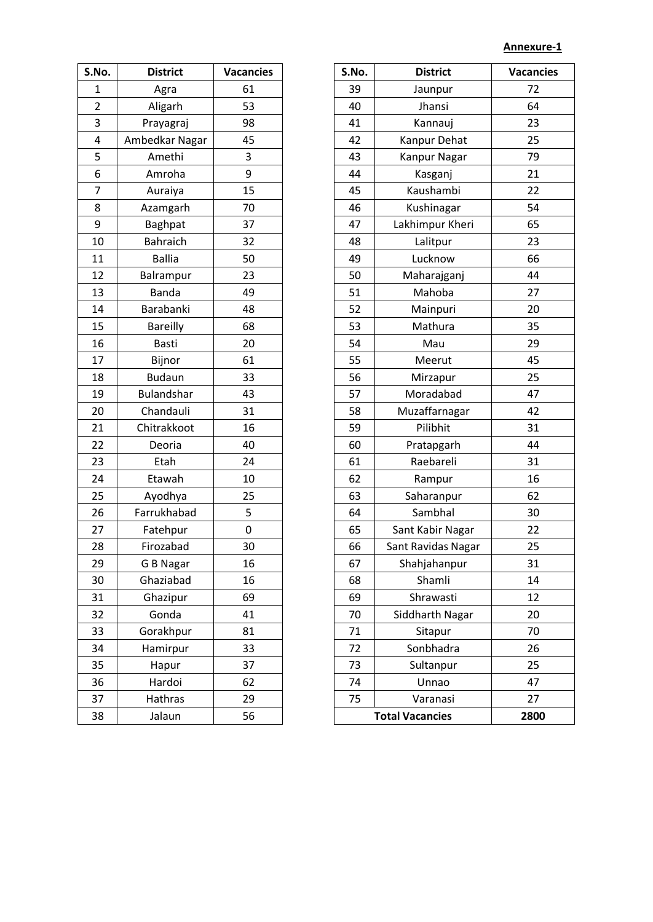**Annexure-1**

| S.No. | District | Vacancies |
|---|---|---|
| 1 | Agra | 61 |
| 2 | Aligarh | 53 |
| 3 | Prayagraj | 98 |
| 4 | Ambedkar Nagar | 45 |
| 5 | Amethi | 3 |
| 6 | Amroha | 9 |
| 7 | Auraiya | 15 |
| 8 | Azamgarh | 70 |
| 9 | Baghpat | 37 |
| 10 | Bahraich | 32 |
| 11 | Ballia | 50 |
| 12 | Balrampur | 23 |
| 13 | Banda | 49 |
| 14 | Barabanki | 48 |
| 15 | Bareilly | 68 |
| 16 | Basti | 20 |
| 17 | Bijnor | 61 |
| 18 | Budaun | 33 |
| 19 | Bulandshar | 43 |
| 20 | Chandauli | 31 |
| 21 | Chitrakkoot | 16 |
| 22 | Deoria | 40 |
| 23 | Etah | 24 |
| 24 | Etawah | 10 |
| 25 | Ayodhya | 25 |
| 26 | Farrukhabad | 5 |
| 27 | Fatehpur | 0 |
| 28 | Firozabad | 30 |
| 29 | G B Nagar | 16 |
| 30 | Ghaziabad | 16 |
| 31 | Ghazipur | 69 |
| 32 | Gonda | 41 |
| 33 | Gorakhpur | 81 |
| 34 | Hamirpur | 33 |
| 35 | Hapur | 37 |
| 36 | Hardoi | 62 |
| 37 | Hathras | 29 |
| 38 | Jalaun | 56 |
| 39 | Jaunpur | 72 |
| 40 | Jhansi | 64 |
| 41 | Kannauj | 23 |
| 42 | Kanpur Dehat | 25 |
| 43 | Kanpur Nagar | 79 |
| 44 | Kasganj | 21 |
| 45 | Kaushambi | 22 |
| 46 | Kushinagar | 54 |
| 47 | Lakhimpur Kheri | 65 |
| 48 | Lalitpur | 23 |
| 49 | Lucknow | 66 |
| 50 | Maharajganj | 44 |
| 51 | Mahoba | 27 |
| 52 | Mainpuri | 20 |
| 53 | Mathura | 35 |
| 54 | Mau | 29 |
| 55 | Meerut | 45 |
| 56 | Mirzapur | 25 |
| 57 | Moradabad | 47 |
| 58 | Muzaffarnagar | 42 |
| 59 | Pilibhit | 31 |
| 60 | Pratapgarh | 44 |
| 61 | Raebareli | 31 |
| 62 | Rampur | 16 |
| 63 | Saharanpur | 62 |
| 64 | Sambhal | 30 |
| 65 | Sant Kabir Nagar | 22 |
| 66 | Sant Ravidas Nagar | 25 |
| 67 | Shahjahanpur | 31 |
| 68 | Shamli | 14 |
| 69 | Shrawasti | 12 |
| 70 | Siddharth Nagar | 20 |
| 71 | Sitapur | 70 |
| 72 | Sonbhadra | 26 |
| 73 | Sultanpur | 25 |
| 74 | Unnao | 47 |
| 75 | Varanasi | 27 |
| | **Total Vacancies** | **2800** |